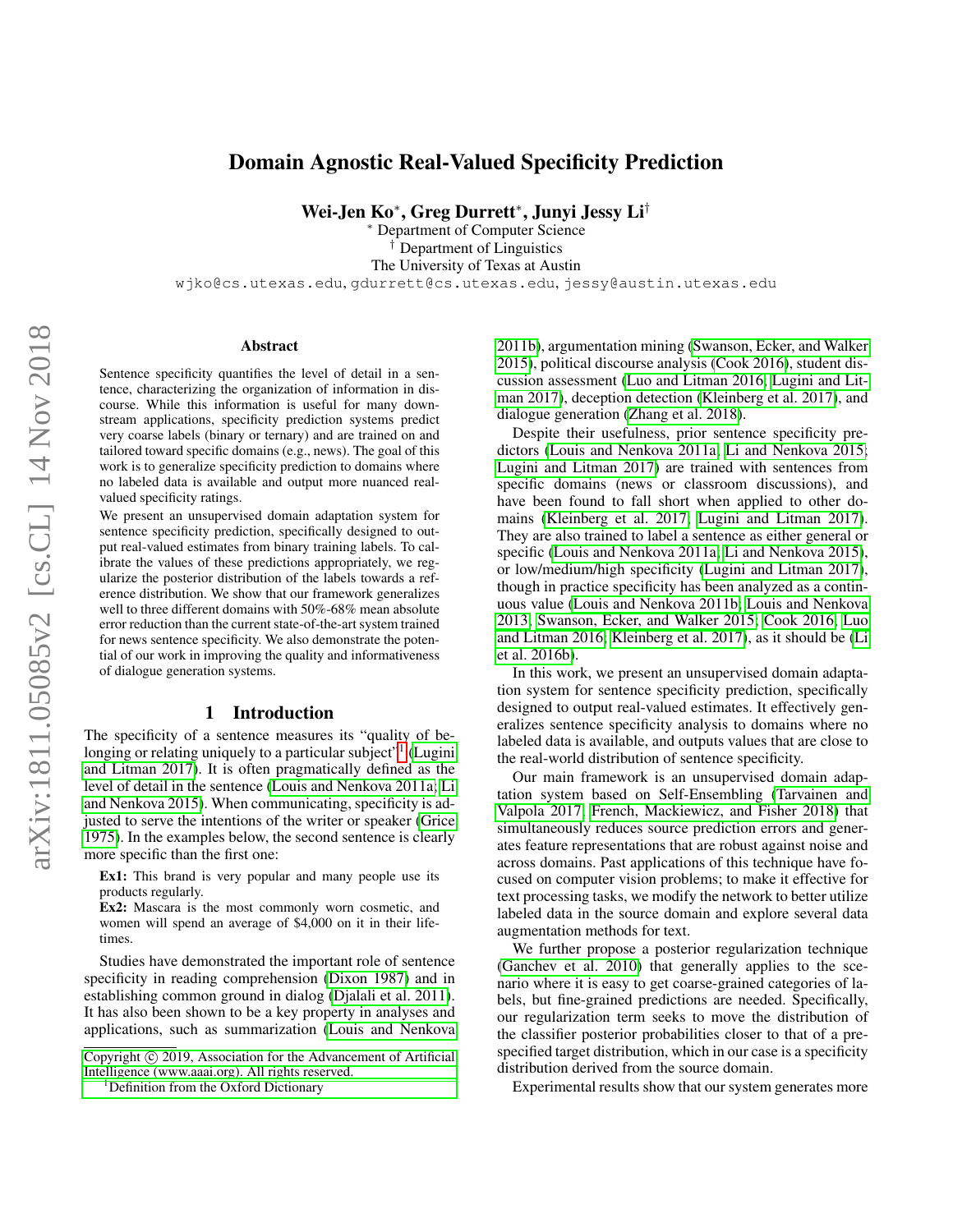# Domain Agnostic Real-Valued Specificity Prediction

**Wei-Jen Ko***, **Greg Durrett***, **Junyi Jessy Li**†

* Department of Computer Science
† Department of Linguistics
The University of Texas at Austin
wjko@cs.utexas.edu, gdurrett@cs.utexas.edu, jessy@austin.utexas.edu

## Abstract

Sentence specificity quantifies the level of detail in a sentence, characterizing the organization of information in discourse. While this information is useful for many downstream applications, specificity prediction systems predict very coarse labels (binary or ternary) and are trained on and tailored toward specific domains (e.g., news). The goal of this work is to generalize specificity prediction to domains where no labeled data is available and output more nuanced real-valued specificity ratings.

We present an unsupervised domain adaptation system for sentence specificity prediction, specifically designed to output real-valued estimates from binary training labels. To calibrate the values of these predictions appropriately, we regularize the posterior distribution of the labels towards a reference distribution. We show that our framework generalizes well to three different domains with 50%-68% mean absolute error reduction than the current state-of-the-art system trained for news sentence specificity. We also demonstrate the potential of our work in improving the quality and informativeness of dialogue generation systems.

## 1 Introduction

The specificity of a sentence measures its "quality of belonging or relating uniquely to a particular subject"[1] (Lugini and Litman 2017). It is often pragmatically defined as the level of detail in the sentence (Louis and Nenkova 2011a; Li and Nenkova 2015). When communicating, specificity is adjusted to serve the intentions of the writer or speaker (Grice 1975). In the examples below, the second sentence is clearly more specific than the first one:

**Ex1:** This brand is very popular and many people use its products regularly.
**Ex2:** Mascara is the most commonly worn cosmetic, and women will spend an average of $4,000 on it in their lifetimes.

Studies have demonstrated the important role of sentence specificity in reading comprehension (Dixon 1987) and in establishing common ground in dialog (Djalali et al. 2011). It has also been shown to be a key property in analyses and applications, such as summarization (Louis and Nenkova 2011b), argumentation mining (Swanson, Ecker, and Walker 2015), political discourse analysis (Cook 2016), student discussion assessment (Luo and Litman 2016; Lugini and Litman 2017), deception detection (Kleinberg et al. 2017), and dialogue generation (Zhang et al. 2018).

Despite their usefulness, prior sentence specificity predictors (Louis and Nenkova 2011a; Li and Nenkova 2015; Lugini and Litman 2017) are trained with sentences from specific domains (news or classroom discussions), and have been found to fall short when applied to other domains (Kleinberg et al. 2017; Lugini and Litman 2017). They are also trained to label a sentence as either general or specific (Louis and Nenkova 2011a; Li and Nenkova 2015), or low/medium/high specificity (Lugini and Litman 2017), though in practice specificity has been analyzed as a continuous value (Louis and Nenkova 2011b; Louis and Nenkova 2013; Swanson, Ecker, and Walker 2015; Cook 2016; Luo and Litman 2016; Kleinberg et al. 2017), as it should be (Li et al. 2016b).

In this work, we present an unsupervised domain adaptation system for sentence specificity prediction, specifically designed to output real-valued estimates. It effectively generalizes sentence specificity analysis to domains where no labeled data is available, and outputs values that are close to the real-world distribution of sentence specificity.

Our main framework is an unsupervised domain adaptation system based on Self-Ensembling (Tarvainen and Valpola 2017; French, Mackiewicz, and Fisher 2018) that simultaneously reduces source prediction errors and generates feature representations that are robust against noise and across domains. Past applications of this technique have focused on computer vision problems; to make it effective for text processing tasks, we modify the network to better utilize labeled data in the source domain and explore several data augmentation methods for text.

We further propose a posterior regularization technique (Ganchev et al. 2010) that generally applies to the scenario where it is easy to get coarse-grained categories of labels, but fine-grained predictions are needed. Specifically, our regularization term seeks to move the distribution of the classifier posterior probabilities closer to that of a pre-specified target distribution, which in our case is a specificity distribution derived from the source domain.

Experimental results show that our system generates more

Copyright © 2019, Association for the Advancement of Artificial Intelligence (www.aaai.org). All rights reserved.

[1] Definition from the Oxford Dictionary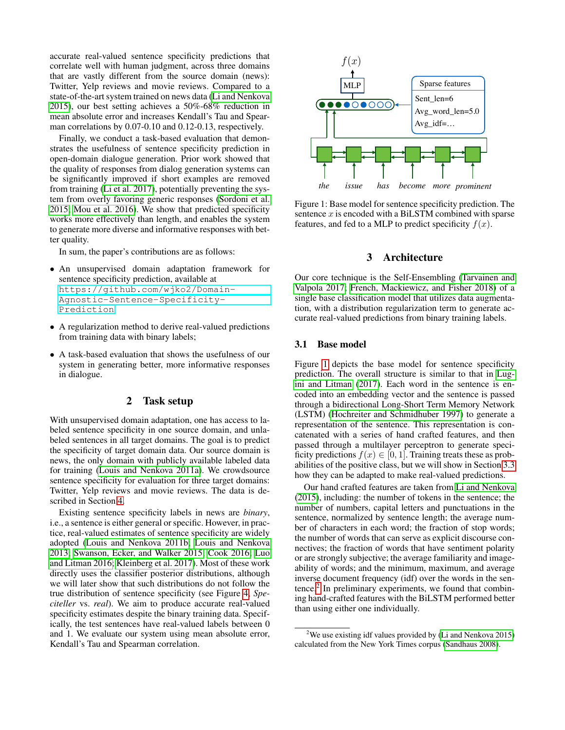accurate real-valued sentence specificity predictions that correlate well with human judgment, across three domains that are vastly different from the source domain (news): Twitter, Yelp reviews and movie reviews. Compared to a state-of-the-art system trained on news data (Li and Nenkova 2015), our best setting achieves a 50%-68% reduction in mean absolute error and increases Kendall's Tau and Spearman correlations by 0.07-0.10 and 0.12-0.13, respectively.

Finally, we conduct a task-based evaluation that demonstrates the usefulness of sentence specificity prediction in open-domain dialogue generation. Prior work showed that the quality of responses from dialog generation systems can be significantly improved if short examples are removed from training (Li et al. 2017), potentially preventing the system from overly favoring generic responses (Sordoni et al. 2015; Mou et al. 2016). We show that predicted specificity works more effectively than length, and enables the system to generate more diverse and informative responses with better quality.

In sum, the paper's contributions are as follows:

- An unsupervised domain adaptation framework for sentence specificity prediction, available at `https://github.com/wjko2/Domain-Agnostic-Sentence-Specificity-Prediction`
- A regularization method to derive real-valued predictions from training data with binary labels;
- A task-based evaluation that shows the usefulness of our system in generating better, more informative responses in dialogue.

## 2 Task setup

With unsupervised domain adaptation, one has access to labeled sentence specificity in one source domain, and unlabeled sentences in all target domains. The goal is to predict the specificity of target domain data. Our source domain is news, the only domain with publicly available labeled data for training (Louis and Nenkova 2011a). We crowdsource sentence specificity for evaluation for three target domains: Twitter, Yelp reviews and movie reviews. The data is described in Section 4.

Existing sentence specificity labels in news are *binary*, i.e., a sentence is either general or specific. However, in practice, real-valued estimates of sentence specificity are widely adopted (Louis and Nenkova 2011b; Louis and Nenkova 2013; Swanson, Ecker, and Walker 2015; Cook 2016; Luo and Litman 2016; Kleinberg et al. 2017). Most of these work directly uses the classifier posterior distributions, although we will later show that such distributions do not follow the true distribution of sentence specificity (see Figure 4, *Speciteller* vs. *real*). We aim to produce accurate real-valued specificity estimates despite the binary training data. Specifically, the test sentences have real-valued labels between 0 and 1. We evaluate our system using mean absolute error, Kendall's Tau and Spearman correlation.

Figure 1: Base model for sentence specificity prediction. The sentence $x$ is encoded with a BiLSTM combined with sparse features, and fed to a MLP to predict specificity $f(x)$.

## 3 Architecture

Our core technique is the Self-Ensembling (Tarvainen and Valpola 2017; French, Mackiewicz, and Fisher 2018) of a single base classification model that utilizes data augmentation, with a distribution regularization term to generate accurate real-valued predictions from binary training labels.

### 3.1 Base model

Figure 1 depicts the base model for sentence specificity prediction. The overall structure is similar to that in Lugini and Litman (2017). Each word in the sentence is encoded into an embedding vector and the sentence is passed through a bidirectional Long-Short Term Memory Network (LSTM) (Hochreiter and Schmidhuber 1997) to generate a representation of the sentence. This representation is concatenated with a series of hand crafted features, and then passed through a multilayer perceptron to generate specificity predictions $f(x) \in [0, 1]$. Training treats these as probabilities of the positive class, but we will show in Section 3.3 how they can be adapted to make real-valued predictions.

Our hand crafted features are taken from Li and Nenkova (2015), including: the number of tokens in the sentence; the number of numbers, capital letters and punctuations in the sentence, normalized by sentence length; the average number of characters in each word; the fraction of stop words; the number of words that can serve as explicit discourse connectives; the fraction of words that have sentiment polarity or are strongly subjective; the average familiarity and imageability of words; and the minimum, maximum, and average inverse document frequency (idf) over the words in the sentence.[2] In preliminary experiments, we found that combining hand-crafted features with the BiLSTM performed better than using either one individually.

[2] We use existing idf values provided by (Li and Nenkova 2015) calculated from the New York Times corpus (Sandhaus 2008).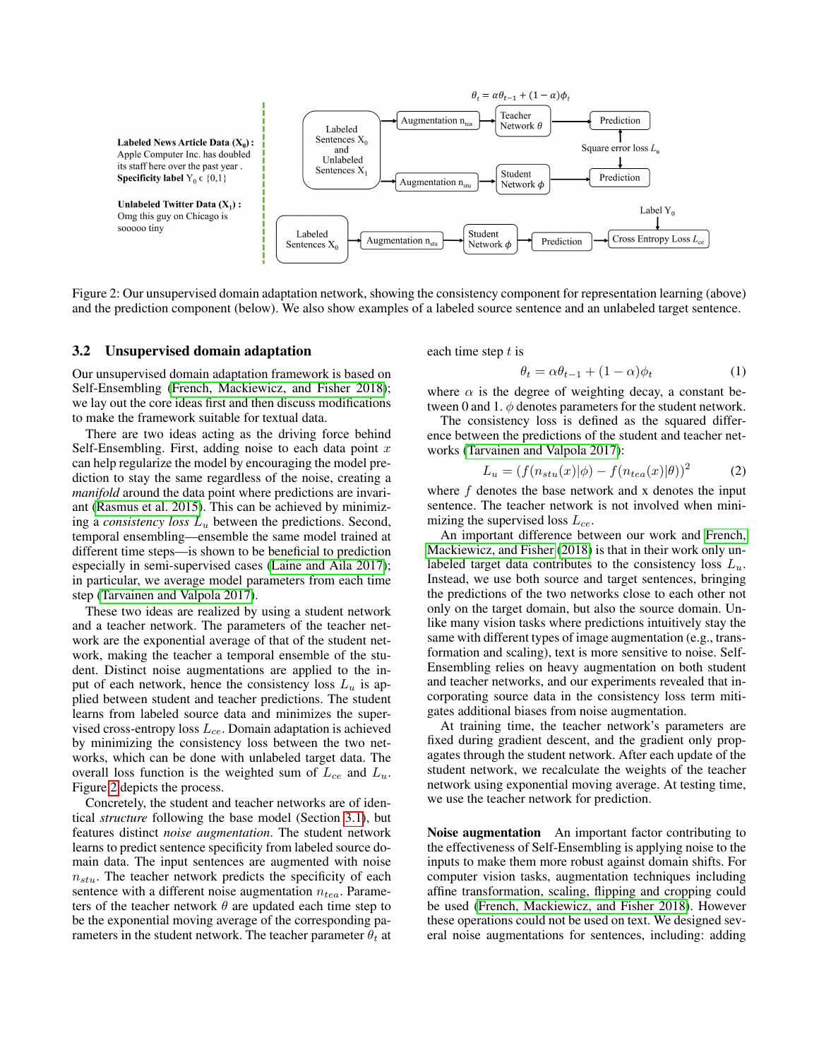Figure 2: Our unsupervised domain adaptation network, showing the consistency component for representation learning (above) and the prediction component (below). We also show examples of a labeled source sentence and an unlabeled target sentence.

### 3.2 Unsupervised domain adaptation

Our unsupervised domain adaptation framework is based on Self-Ensembling (French, Mackiewicz, and Fisher 2018); we lay out the core ideas first and then discuss modifications to make the framework suitable for textual data.

There are two ideas acting as the driving force behind Self-Ensembling. First, adding noise to each data point $x$ can help regularize the model by encouraging the model prediction to stay the same regardless of the noise, creating a *manifold* around the data point where predictions are invariant (Rasmus et al. 2015). This can be achieved by minimizing a *consistency loss* $L_u$ between the predictions. Second, temporal ensembling—ensemble the same model trained at different time steps—is shown to be beneficial to prediction especially in semi-supervised cases (Laine and Aila 2017); in particular, we average model parameters from each time step (Tarvainen and Valpola 2017).

These two ideas are realized by using a student network and a teacher network. The parameters of the teacher network are the exponential average of that of the student network, making the teacher a temporal ensemble of the student. Distinct noise augmentations are applied to the input of each network, hence the consistency loss $L_u$ is applied between student and teacher predictions. The student learns from labeled source data and minimizes the supervised cross-entropy loss $L_{ce}$. Domain adaptation is achieved by minimizing the consistency loss between the two networks, which can be done with unlabeled target data. The overall loss function is the weighted sum of $L_{ce}$ and $L_u$. Figure 2 depicts the process.

Concretely, the student and teacher networks are of identical *structure* following the base model (Section 3.1), but features distinct *noise augmentation*. The student network learns to predict sentence specificity from labeled source domain data. The input sentences are augmented with noise $n_{stu}$. The teacher network predicts the specificity of each sentence with a different noise augmentation $n_{tea}$. Parameters of the teacher network $\theta$ are updated each time step to be the exponential moving average of the corresponding parameters in the student network. The teacher parameter $\theta_t$ at each time step $t$ is

$$\theta_t = \alpha\theta_{t-1} + (1 - \alpha)\phi_t \tag{1}$$

where $\alpha$ is the degree of weighting decay, a constant between 0 and 1. $\phi$ denotes parameters for the student network.

The consistency loss is defined as the squared difference between the predictions of the student and teacher networks (Tarvainen and Valpola 2017):

$$L_u = (f(n_{stu}(x)|\phi) - f(n_{tea}(x)|\theta))^2 \tag{2}$$

where $f$ denotes the base network and x denotes the input sentence. The teacher network is not involved when minimizing the supervised loss $L_{ce}$.

An important difference between our work and French, Mackiewicz, and Fisher (2018) is that in their work only unlabeled target data contributes to the consistency loss $L_u$. Instead, we use both source and target sentences, bringing the predictions of the two networks close to each other not only on the target domain, but also the source domain. Unlike many vision tasks where predictions intuitively stay the same with different types of image augmentation (e.g., transformation and scaling), text is more sensitive to noise. Self-Ensembling relies on heavy augmentation on both student and teacher networks, and our experiments revealed that incorporating source data in the consistency loss term mitigates additional biases from noise augmentation.

At training time, the teacher network's parameters are fixed during gradient descent, and the gradient only propagates through the student network. After each update of the student network, we recalculate the weights of the teacher network using exponential moving average. At testing time, we use the teacher network for prediction.

**Noise augmentation** An important factor contributing to the effectiveness of Self-Ensembling is applying noise to the inputs to make them more robust against domain shifts. For computer vision tasks, augmentation techniques including affine transformation, scaling, flipping and cropping could be used (French, Mackiewicz, and Fisher 2018). However these operations could not be used on text. We designed several noise augmentations for sentences, including: adding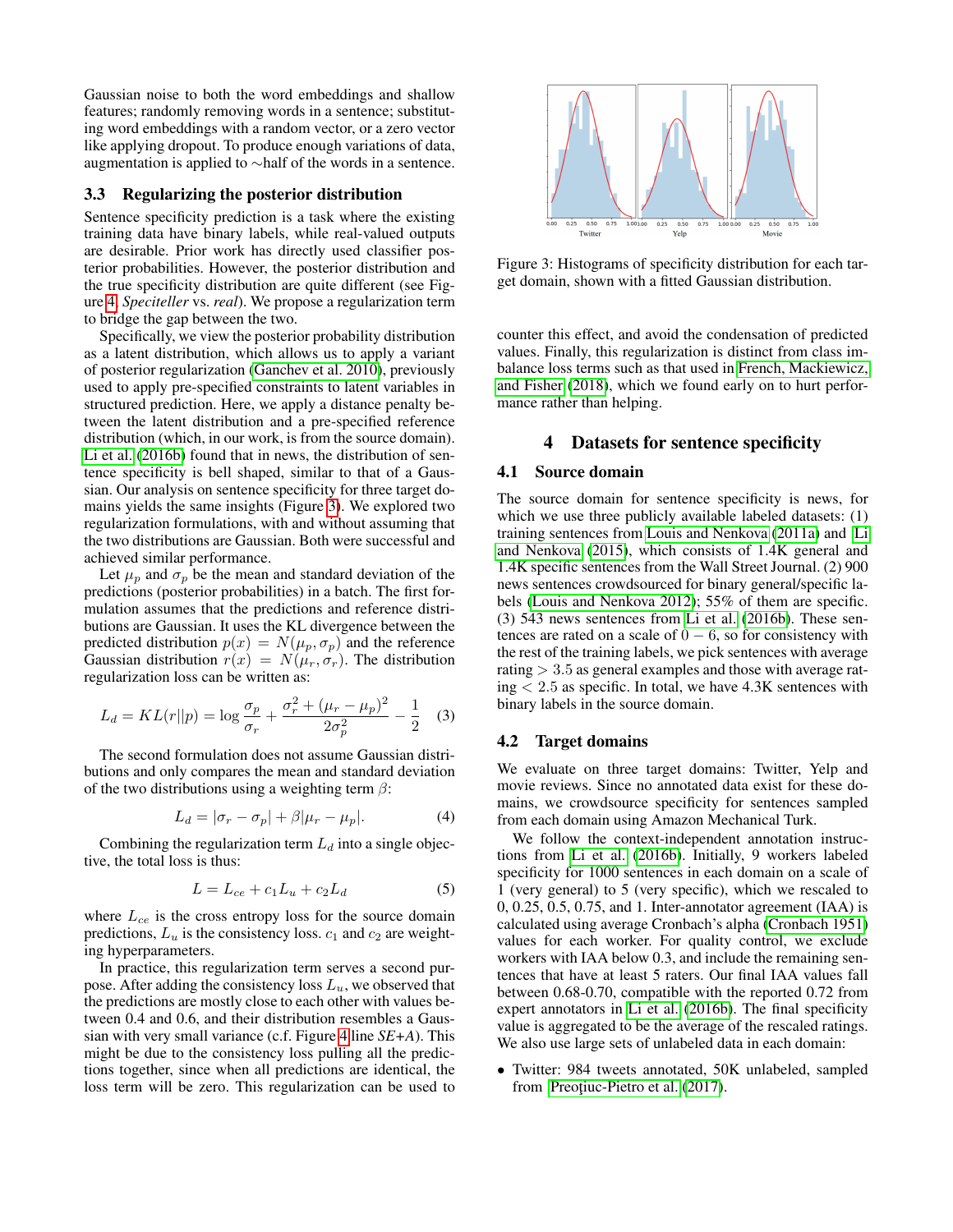Gaussian noise to both the word embeddings and shallow features; randomly removing words in a sentence; substituting word embeddings with a random vector, or a zero vector like applying dropout. To produce enough variations of data, augmentation is applied to ∼half of the words in a sentence.

### 3.3 Regularizing the posterior distribution

Sentence specificity prediction is a task where the existing training data have binary labels, while real-valued outputs are desirable. Prior work has directly used classifier posterior probabilities. However, the posterior distribution and the true specificity distribution are quite different (see Figure 4, *Speciteller* vs. *real*). We propose a regularization term to bridge the gap between the two.

Specifically, we view the posterior probability distribution as a latent distribution, which allows us to apply a variant of posterior regularization (Ganchev et al. 2010), previously used to apply pre-specified constraints to latent variables in structured prediction. Here, we apply a distance penalty between the latent distribution and a pre-specified reference distribution (which, in our work, is from the source domain). Li et al. (2016b) found that in news, the distribution of sentence specificity is bell shaped, similar to that of a Gaussian. Our analysis on sentence specificity for three target domains yields the same insights (Figure 3). We explored two regularization formulations, with and without assuming that the two distributions are Gaussian. Both were successful and achieved similar performance.

Let $\mu_p$ and $\sigma_p$ be the mean and standard deviation of the predictions (posterior probabilities) in a batch. The first formulation assumes that the predictions and reference distributions are Gaussian. It uses the KL divergence between the predicted distribution $p(x) = N(\mu_p, \sigma_p)$ and the reference Gaussian distribution $r(x) = N(\mu_r, \sigma_r)$. The distribution regularization loss can be written as:

$$L_d = KL(r||p) = \log \frac{\sigma_p}{\sigma_r} + \frac{\sigma_r^2 + (\mu_r - \mu_p)^2}{2\sigma_p^2} - \frac{1}{2} \quad (3)$$

The second formulation does not assume Gaussian distributions and only compares the mean and standard deviation of the two distributions using a weighting term $\beta$:

$$L_d = |\sigma_r - \sigma_p| + \beta|\mu_r - \mu_p|. \quad (4)$$

Combining the regularization term $L_d$ into a single objective, the total loss is thus:

$$L = L_{ce} + c_1 L_u + c_2 L_d \quad (5)$$

where $L_{ce}$ is the cross entropy loss for the source domain predictions, $L_u$ is the consistency loss. $c_1$ and $c_2$ are weighting hyperparameters.

In practice, this regularization term serves a second purpose. After adding the consistency loss $L_u$, we observed that the predictions are mostly close to each other with values between 0.4 and 0.6, and their distribution resembles a Gaussian with very small variance (c.f. Figure 4 line *SE+A*). This might be due to the consistency loss pulling all the predictions together, since when all predictions are identical, the loss term will be zero. This regularization can be used to counter this effect, and avoid the condensation of predicted values. Finally, this regularization is distinct from class imbalance loss terms such as that used in French, Mackiewicz, and Fisher (2018), which we found early on to hurt performance rather than helping.

Figure 3: Histograms of specificity distribution for each target domain, shown with a fitted Gaussian distribution.

## 4 Datasets for sentence specificity

### 4.1 Source domain

The source domain for sentence specificity is news, for which we use three publicly available labeled datasets: (1) training sentences from Louis and Nenkova (2011a) and Li and Nenkova (2015), which consists of 1.4K general and 1.4K specific sentences from the Wall Street Journal. (2) 900 news sentences crowdsourced for binary general/specific labels (Louis and Nenkova 2012); 55% of them are specific. (3) 543 news sentences from Li et al. (2016b). These sentences are rated on a scale of $0 - 6$, so for consistency with the rest of the training labels, we pick sentences with average rating $> 3.5$ as general examples and those with average rating $< 2.5$ as specific. In total, we have 4.3K sentences with binary labels in the source domain.

### 4.2 Target domains

We evaluate on three target domains: Twitter, Yelp and movie reviews. Since no annotated data exist for these domains, we crowdsource specificity for sentences sampled from each domain using Amazon Mechanical Turk.

We follow the context-independent annotation instructions from Li et al. (2016b). Initially, 9 workers labeled specificity for 1000 sentences in each domain on a scale of 1 (very general) to 5 (very specific), which we rescaled to 0, 0.25, 0.5, 0.75, and 1. Inter-annotator agreement (IAA) is calculated using average Cronbach's alpha (Cronbach 1951) values for each worker. For quality control, we exclude workers with IAA below 0.3, and include the remaining sentences that have at least 5 raters. Our final IAA values fall between 0.68-0.70, compatible with the reported 0.72 from expert annotators in Li et al. (2016b). The final specificity value is aggregated to be the average of the rescaled ratings. We also use large sets of unlabeled data in each domain:

- Twitter: 984 tweets annotated, 50K unlabeled, sampled from Preoţiuc-Pietro et al. (2017).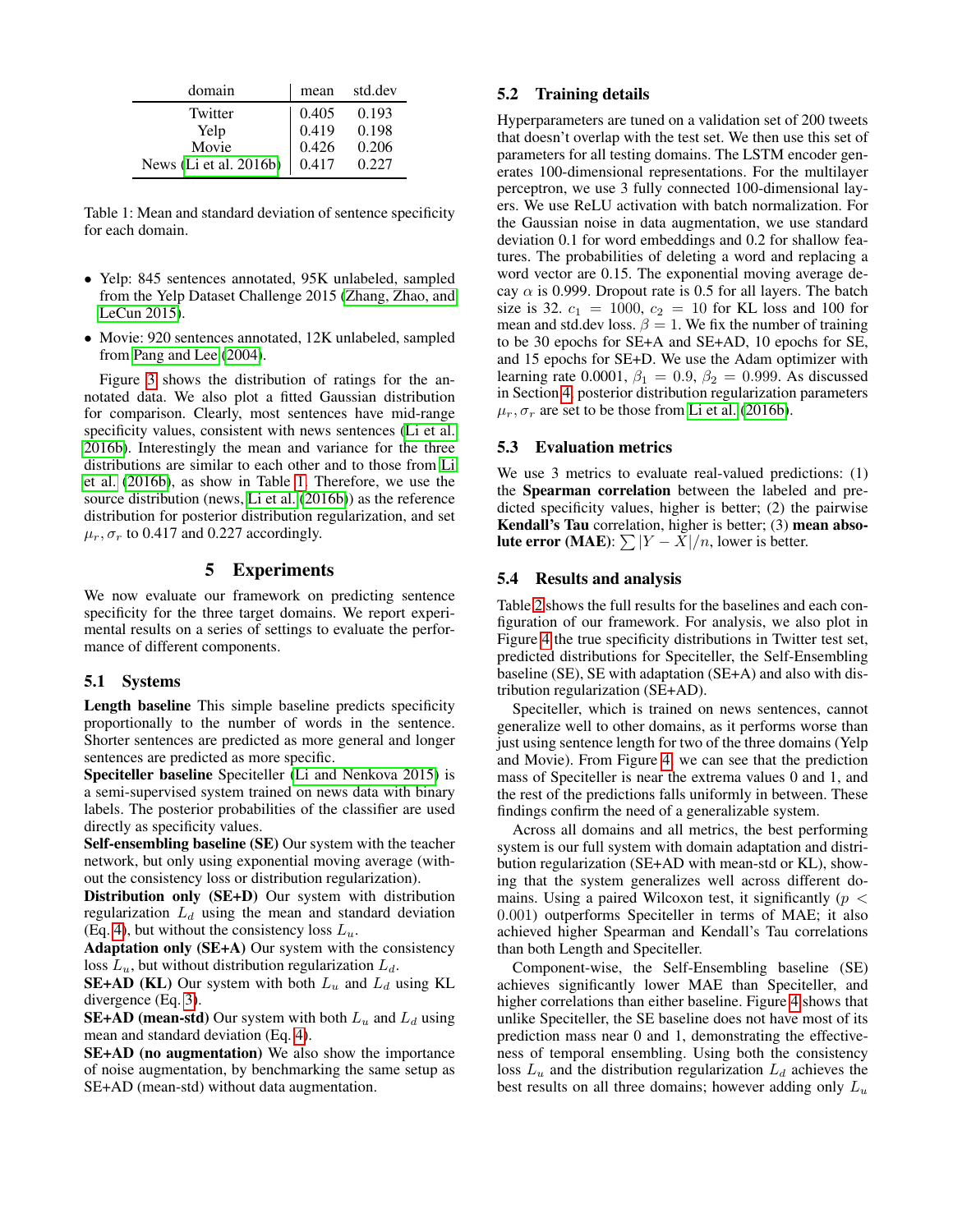| domain | mean | std.dev |
|---|---|---|
| Twitter | 0.405 | 0.193 |
| Yelp | 0.419 | 0.198 |
| Movie | 0.426 | 0.206 |
| News (Li et al. 2016b) | 0.417 | 0.227 |

Table 1: Mean and standard deviation of sentence specificity for each domain.

- Yelp: 845 sentences annotated, 95K unlabeled, sampled from the Yelp Dataset Challenge 2015 (Zhang, Zhao, and LeCun 2015).
- Movie: 920 sentences annotated, 12K unlabeled, sampled from Pang and Lee (2004).

Figure 3 shows the distribution of ratings for the annotated data. We also plot a fitted Gaussian distribution for comparison. Clearly, most sentences have mid-range specificity values, consistent with news sentences (Li et al. 2016b). Interestingly the mean and variance for the three distributions are similar to each other and to those from Li et al. (2016b), as show in Table 1. Therefore, we use the source distribution (news, Li et al. (2016b)) as the reference distribution for posterior distribution regularization, and set $\mu_r, \sigma_r$ to 0.417 and 0.227 accordingly.

# 5 Experiments

We now evaluate our framework on predicting sentence specificity for the three target domains. We report experimental results on a series of settings to evaluate the performance of different components.

## 5.1 Systems

**Length baseline** This simple baseline predicts specificity proportionally to the number of words in the sentence. Shorter sentences are predicted as more general and longer sentences are predicted as more specific.

**Speciteller baseline** Speciteller (Li and Nenkova 2015) is a semi-supervised system trained on news data with binary labels. The posterior probabilities of the classifier are used directly as specificity values.

**Self-ensembling baseline (SE)** Our system with the teacher network, but only using exponential moving average (without the consistency loss or distribution regularization).

**Distribution only (SE+D)** Our system with distribution regularization $L_d$ using the mean and standard deviation (Eq. 4), but without the consistency loss $L_u$.

**Adaptation only (SE+A)** Our system with the consistency loss $L_u$, but without distribution regularization $L_d$.

**SE+AD (KL)** Our system with both $L_u$ and $L_d$ using KL divergence (Eq. 3).

**SE+AD (mean-std)** Our system with both $L_u$ and $L_d$ using mean and standard deviation (Eq. 4).

**SE+AD (no augmentation)** We also show the importance of noise augmentation, by benchmarking the same setup as SE+AD (mean-std) without data augmentation.

## 5.2 Training details

Hyperparameters are tuned on a validation set of 200 tweets that doesn't overlap with the test set. We then use this set of parameters for all testing domains. The LSTM encoder generates 100-dimensional representations. For the multilayer perceptron, we use 3 fully connected 100-dimensional layers. We use ReLU activation with batch normalization. For the Gaussian noise in data augmentation, we use standard deviation 0.1 for word embeddings and 0.2 for shallow features. The probabilities of deleting a word and replacing a word vector are 0.15. The exponential moving average decay $\alpha$ is 0.999. Dropout rate is 0.5 for all layers. The batch size is 32. $c_1 = 1000$, $c_2 = 10$ for KL loss and 100 for mean and std.dev loss. $\beta = 1$. We fix the number of training to be 30 epochs for SE+A and SE+AD, 10 epochs for SE, and 15 epochs for SE+D. We use the Adam optimizer with learning rate 0.0001, $\beta_1 = 0.9$, $\beta_2 = 0.999$. As discussed in Section 4, posterior distribution regularization parameters $\mu_r, \sigma_r$ are set to be those from Li et al. (2016b).

## 5.3 Evaluation metrics

We use 3 metrics to evaluate real-valued predictions: (1) the **Spearman correlation** between the labeled and predicted specificity values, higher is better; (2) the pairwise **Kendall's Tau** correlation, higher is better; (3) **mean absolute error (MAE)**: $\sum |Y - X|/n$, lower is better.

## 5.4 Results and analysis

Table 2 shows the full results for the baselines and each configuration of our framework. For analysis, we also plot in Figure 4 the true specificity distributions in Twitter test set, predicted distributions for Speciteller, the Self-Ensembling baseline (SE), SE with adaptation (SE+A) and also with distribution regularization (SE+AD).

Speciteller, which is trained on news sentences, cannot generalize well to other domains, as it performs worse than just using sentence length for two of the three domains (Yelp and Movie). From Figure 4, we can see that the prediction mass of Speciteller is near the extrema values 0 and 1, and the rest of the predictions falls uniformly in between. These findings confirm the need of a generalizable system.

Across all domains and all metrics, the best performing system is our full system with domain adaptation and distribution regularization (SE+AD with mean-std or KL), showing that the system generalizes well across different domains. Using a paired Wilcoxon test, it significantly ($p < 0.001$) outperforms Speciteller in terms of MAE; it also achieved higher Spearman and Kendall's Tau correlations than both Length and Speciteller.

Component-wise, the Self-Ensembling baseline (SE) achieves significantly lower MAE than Speciteller, and higher correlations than either baseline. Figure 4 shows that unlike Speciteller, the SE baseline does not have most of its prediction mass near 0 and 1, demonstrating the effectiveness of temporal ensembling. Using both the consistency loss $L_u$ and the distribution regularization $L_d$ achieves the best results on all three domains; however adding only $L_u$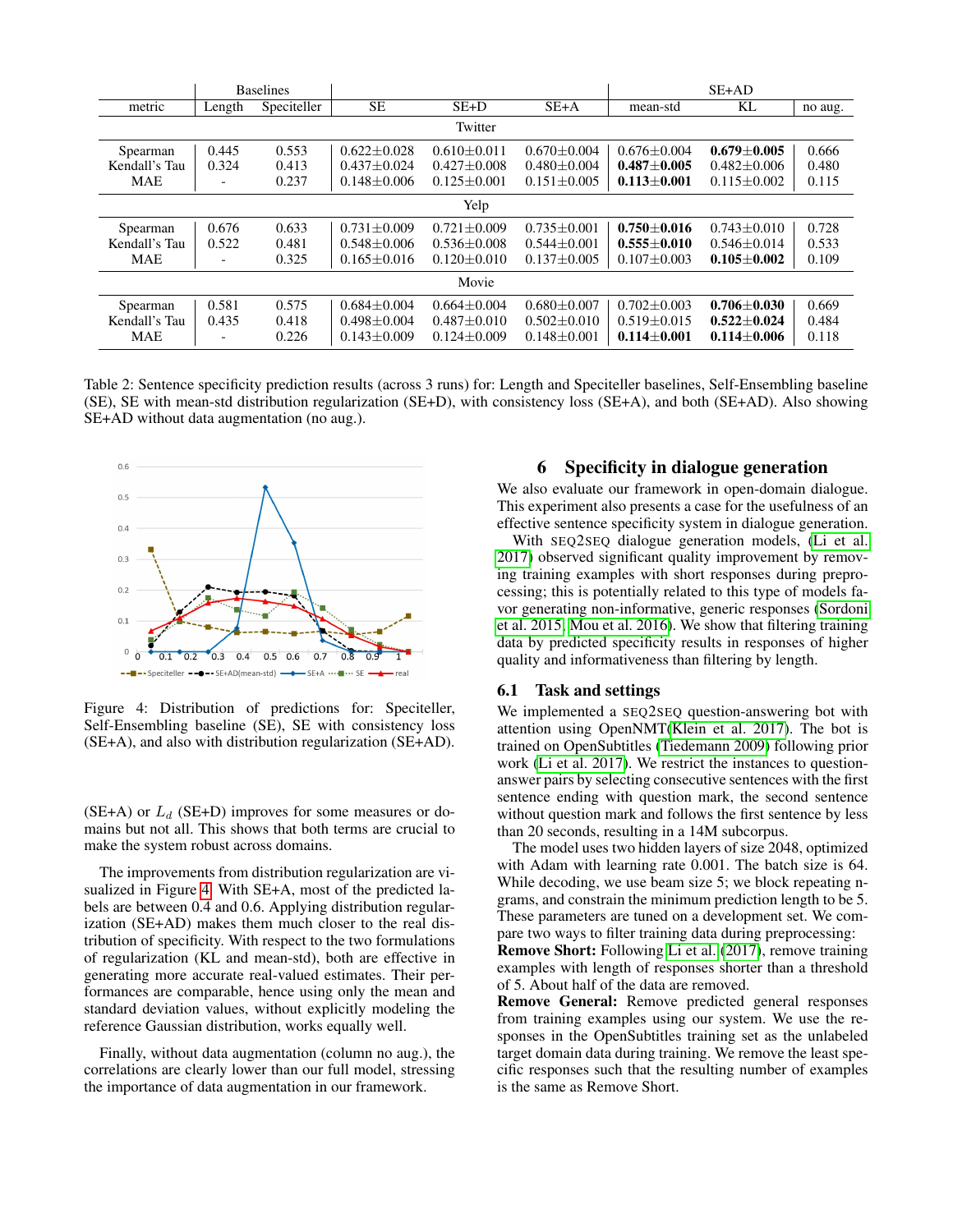| metric | Baselines | | | | | SE+AD | | |
|---|---|---|---|---|---|---|---|---|
| | Length | Speciteller | SE | SE+D | SE+A | mean-std | KL | no aug. |
| **Twitter** | | | | | | | | |
| Spearman | 0.445 | 0.553 | 0.622±0.028 | 0.610±0.011 | 0.670±0.004 | 0.676±0.004 | **0.679±0.005** | 0.666 |
| Kendall's Tau | 0.324 | 0.413 | 0.437±0.024 | 0.427±0.008 | 0.480±0.004 | **0.487±0.005** | 0.482±0.006 | 0.480 |
| MAE | - | 0.237 | 0.148±0.006 | 0.125±0.001 | 0.151±0.005 | **0.113±0.001** | 0.115±0.002 | 0.115 |
| **Yelp** | | | | | | | | |
| Spearman | 0.676 | 0.633 | 0.731±0.009 | 0.721±0.009 | 0.735±0.001 | **0.750±0.016** | 0.743±0.010 | 0.728 |
| Kendall's Tau | 0.522 | 0.481 | 0.548±0.006 | 0.536±0.008 | 0.544±0.001 | **0.555±0.010** | 0.546±0.014 | 0.533 |
| MAE | - | 0.325 | 0.165±0.016 | 0.120±0.010 | 0.137±0.005 | 0.107±0.003 | **0.105±0.002** | 0.109 |
| **Movie** | | | | | | | | |
| Spearman | 0.581 | 0.575 | 0.684±0.004 | 0.664±0.004 | 0.680±0.007 | 0.702±0.003 | **0.706±0.030** | 0.669 |
| Kendall's Tau | 0.435 | 0.418 | 0.498±0.004 | 0.487±0.010 | 0.502±0.010 | 0.519±0.015 | **0.522±0.024** | 0.484 |
| MAE | - | 0.226 | 0.143±0.009 | 0.124±0.009 | 0.148±0.001 | **0.114±0.001** | **0.114±0.006** | 0.118 |

Table 2: Sentence specificity prediction results (across 3 runs) for: Length and Speciteller baselines, Self-Ensembling baseline (SE), SE with mean-std distribution regularization (SE+D), with consistency loss (SE+A), and both (SE+AD). Also showing SE+AD without data augmentation (no aug.).

Figure 4: Distribution of predictions for: Speciteller, Self-Ensembling baseline (SE), SE with consistency loss (SE+A), and also with distribution regularization (SE+AD).

(SE+A) or $L_d$ (SE+D) improves for some measures or domains but not all. This shows that both terms are crucial to make the system robust across domains.

The improvements from distribution regularization are visualized in Figure 4. With SE+A, most of the predicted labels are between 0.4 and 0.6. Applying distribution regularization (SE+AD) makes them much closer to the real distribution of specificity. With respect to the two formulations of regularization (KL and mean-std), both are effective in generating more accurate real-valued estimates. Their performances are comparable, hence using only the mean and standard deviation values, without explicitly modeling the reference Gaussian distribution, works equally well.

Finally, without data augmentation (column no aug.), the correlations are clearly lower than our full model, stressing the importance of data augmentation in our framework.

# 6 Specificity in dialogue generation

We also evaluate our framework in open-domain dialogue. This experiment also presents a case for the usefulness of an effective sentence specificity system in dialogue generation.

With SEQ2SEQ dialogue generation models, (Li et al. 2017) observed significant quality improvement by removing training examples with short responses during preprocessing; this is potentially related to this type of models favor generating non-informative, generic responses (Sordoni et al. 2015; Mou et al. 2016). We show that filtering training data by predicted specificity results in responses of higher quality and informativeness than filtering by length.

## 6.1 Task and settings

We implemented a SEQ2SEQ question-answering bot with attention using OpenNMT(Klein et al. 2017). The bot is trained on OpenSubtitles (Tiedemann 2009) following prior work (Li et al. 2017). We restrict the instances to question-answer pairs by selecting consecutive sentences with the first sentence ending with question mark, the second sentence without question mark and follows the first sentence by less than 20 seconds, resulting in a 14M subcorpus.

The model uses two hidden layers of size 2048, optimized with Adam with learning rate 0.001. The batch size is 64. While decoding, we use beam size 5; we block repeating 4-grams, and constrain the minimum prediction length to be 5. These parameters are tuned on a development set. We compare two ways to filter training data during preprocessing:

**Remove Short:** Following Li et al. (2017), remove training examples with length of responses shorter than a threshold of 5. About half of the data are removed.

**Remove General:** Remove predicted general responses from training examples using our system. We use the responses in the OpenSubtitles training set as the unlabeled target domain data during training. We remove the least specific responses such that the resulting number of examples is the same as Remove Short.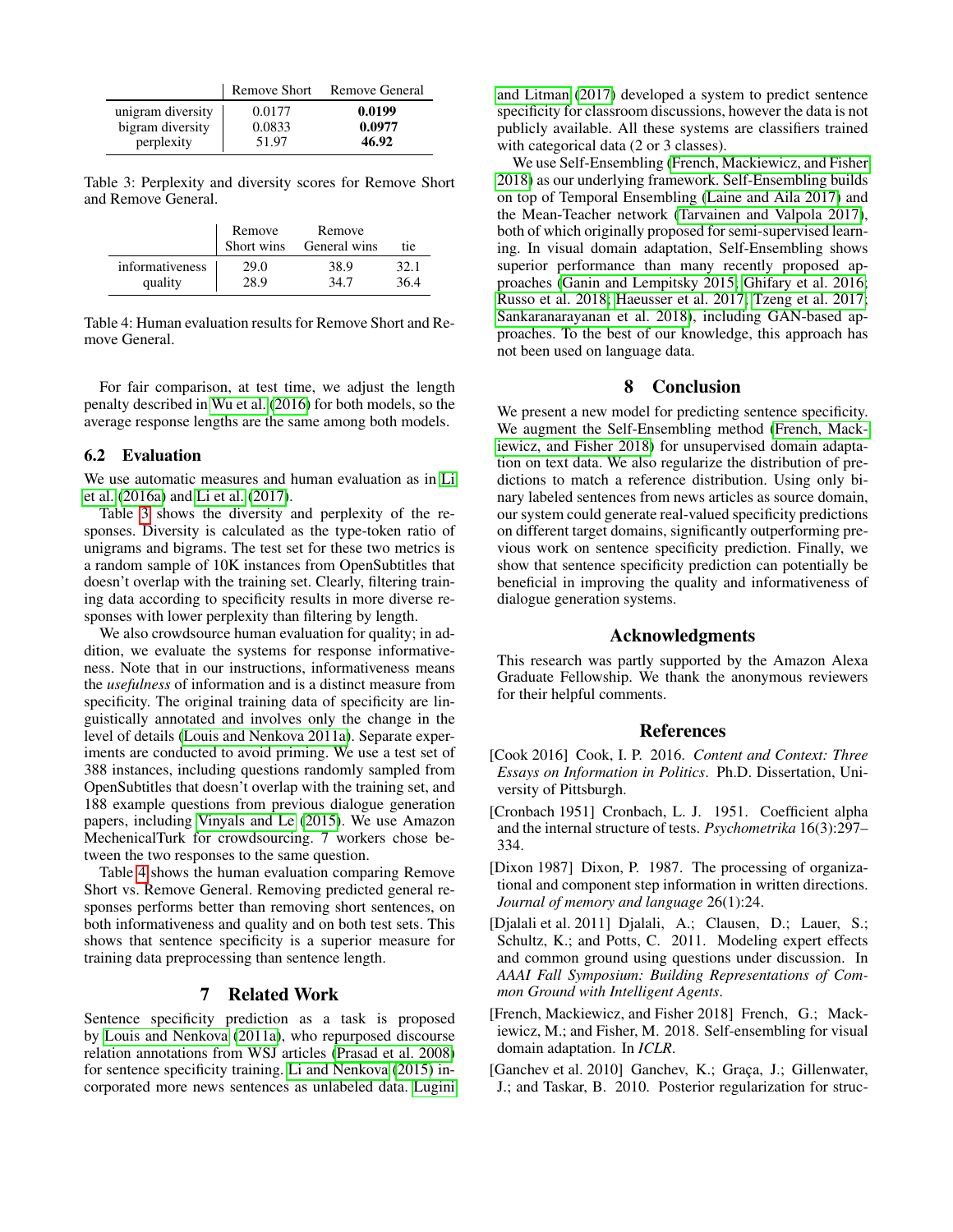| | Remove Short | Remove General |
|---|---|---|
| unigram diversity | 0.0177 | **0.0199** |
| bigram diversity | 0.0833 | **0.0977** |
| perplexity | 51.97 | **46.92** |

Table 3: Perplexity and diversity scores for Remove Short and Remove General.

| | Remove Short wins | Remove General wins | tie |
|---|---|---|---|
| informativeness | 29.0 | 38.9 | 32.1 |
| quality | 28.9 | 34.7 | 36.4 |

Table 4: Human evaluation results for Remove Short and Remove General.

For fair comparison, at test time, we adjust the length penalty described in Wu et al. (2016) for both models, so the average response lengths are the same among both models.

### 6.2 Evaluation

We use automatic measures and human evaluation as in Li et al. (2016a) and Li et al. (2017).

Table 3 shows the diversity and perplexity of the responses. Diversity is calculated as the type-token ratio of unigrams and bigrams. The test set for these two metrics is a random sample of 10K instances from OpenSubtitles that doesn't overlap with the training set. Clearly, filtering training data according to specificity results in more diverse responses with lower perplexity than filtering by length.

We also crowdsource human evaluation for quality; in addition, we evaluate the systems for response informativeness. Note that in our instructions, informativeness means the *usefulness* of information and is a distinct measure from specificity. The original training data of specificity are linguistically annotated and involves only the change in the level of details (Louis and Nenkova 2011a). Separate experiments are conducted to avoid priming. We use a test set of 388 instances, including questions randomly sampled from OpenSubtitles that doesn't overlap with the training set, and 188 example questions from previous dialogue generation papers, including Vinyals and Le (2015). We use Amazon MechenicalTurk for crowdsourcing. 7 workers chose between the two responses to the same question.

Table 4 shows the human evaluation comparing Remove Short vs. Remove General. Removing predicted general responses performs better than removing short sentences, on both informativeness and quality and on both test sets. This shows that sentence specificity is a superior measure for training data preprocessing than sentence length.

## 7 Related Work

Sentence specificity prediction as a task is proposed by Louis and Nenkova (2011a), who repurposed discourse relation annotations from WSJ articles (Prasad et al. 2008) for sentence specificity training. Li and Nenkova (2015) incorporated more news sentences as unlabeled data. Lugini and Litman (2017) developed a system to predict sentence specificity for classroom discussions, however the data is not publicly available. All these systems are classifiers trained with categorical data (2 or 3 classes).

We use Self-Ensembling (French, Mackiewicz, and Fisher 2018) as our underlying framework. Self-Ensembling builds on top of Temporal Ensembling (Laine and Aila 2017) and the Mean-Teacher network (Tarvainen and Valpola 2017), both of which originally proposed for semi-supervised learning. In visual domain adaptation, Self-Ensembling shows superior performance than many recently proposed approaches (Ganin and Lempitsky 2015; Ghifary et al. 2016; Russo et al. 2018; Haeusser et al. 2017; Tzeng et al. 2017; Sankaranarayanan et al. 2018), including GAN-based approaches. To the best of our knowledge, this approach has not been used on language data.

## 8 Conclusion

We present a new model for predicting sentence specificity. We augment the Self-Ensembling method (French, Mackiewicz, and Fisher 2018) for unsupervised domain adaptation on text data. We also regularize the distribution of predictions to match a reference distribution. Using only binary labeled sentences from news articles as source domain, our system could generate real-valued specificity predictions on different target domains, significantly outperforming previous work on sentence specificity prediction. Finally, we show that sentence specificity prediction can potentially be beneficial in improving the quality and informativeness of dialogue generation systems.

## Acknowledgments

This research was partly supported by the Amazon Alexa Graduate Fellowship. We thank the anonymous reviewers for their helpful comments.

## References

[Cook 2016] Cook, I. P. 2016. *Content and Context: Three Essays on Information in Politics*. Ph.D. Dissertation, University of Pittsburgh.

[Cronbach 1951] Cronbach, L. J. 1951. Coefficient alpha and the internal structure of tests. *Psychometrika* 16(3):297–334.

[Dixon 1987] Dixon, P. 1987. The processing of organizational and component step information in written directions. *Journal of memory and language* 26(1):24.

[Djalali et al. 2011] Djalali, A.; Clausen, D.; Lauer, S.; Schultz, K.; and Potts, C. 2011. Modeling expert effects and common ground using questions under discussion. In *AAAI Fall Symposium: Building Representations of Common Ground with Intelligent Agents*.

[French, Mackiewicz, and Fisher 2018] French, G.; Mackiewicz, M.; and Fisher, M. 2018. Self-ensembling for visual domain adaptation. In *ICLR*.

[Ganchev et al. 2010] Ganchev, K.; Graça, J.; Gillenwater, J.; and Taskar, B. 2010. Posterior regularization for struc-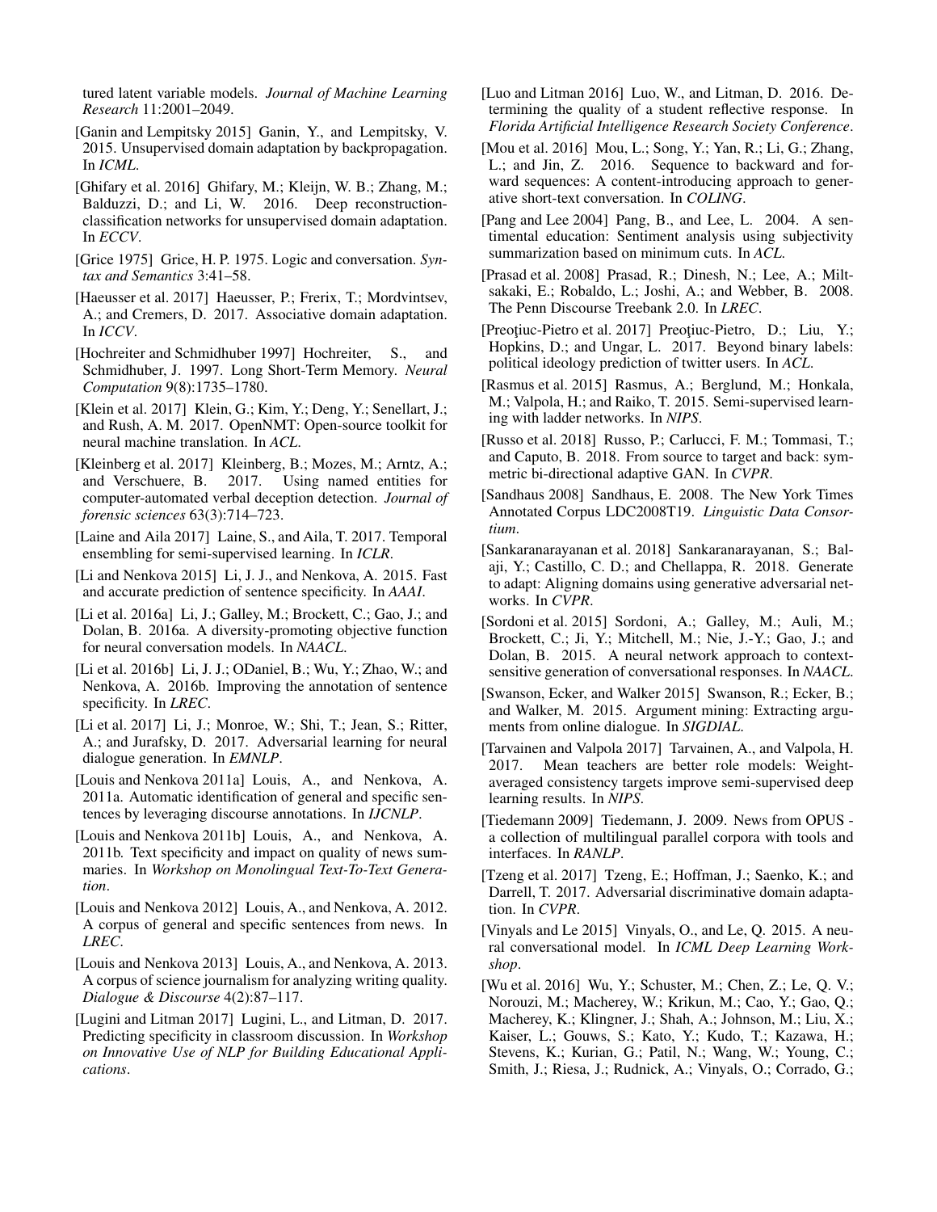tured latent variable models. *Journal of Machine Learning Research* 11:2001–2049.

[Ganin and Lempitsky 2015] Ganin, Y., and Lempitsky, V. 2015. Unsupervised domain adaptation by backpropagation. In *ICML*.

[Ghifary et al. 2016] Ghifary, M.; Kleijn, W. B.; Zhang, M.; Balduzzi, D.; and Li, W. 2016. Deep reconstruction-classification networks for unsupervised domain adaptation. In *ECCV*.

[Grice 1975] Grice, H. P. 1975. Logic and conversation. *Syntax and Semantics* 3:41–58.

[Haeusser et al. 2017] Haeusser, P.; Frerix, T.; Mordvintsev, A.; and Cremers, D. 2017. Associative domain adaptation. In *ICCV*.

[Hochreiter and Schmidhuber 1997] Hochreiter, S., and Schmidhuber, J. 1997. Long Short-Term Memory. *Neural Computation* 9(8):1735–1780.

[Klein et al. 2017] Klein, G.; Kim, Y.; Deng, Y.; Senellart, J.; and Rush, A. M. 2017. OpenNMT: Open-source toolkit for neural machine translation. In *ACL*.

[Kleinberg et al. 2017] Kleinberg, B.; Mozes, M.; Arntz, A.; and Verschuere, B. 2017. Using named entities for computer-automated verbal deception detection. *Journal of forensic sciences* 63(3):714–723.

[Laine and Aila 2017] Laine, S., and Aila, T. 2017. Temporal ensembling for semi-supervised learning. In *ICLR*.

[Li and Nenkova 2015] Li, J. J., and Nenkova, A. 2015. Fast and accurate prediction of sentence specificity. In *AAAI*.

[Li et al. 2016a] Li, J.; Galley, M.; Brockett, C.; Gao, J.; and Dolan, B. 2016a. A diversity-promoting objective function for neural conversation models. In *NAACL*.

[Li et al. 2016b] Li, J. J.; ODaniel, B.; Wu, Y.; Zhao, W.; and Nenkova, A. 2016b. Improving the annotation of sentence specificity. In *LREC*.

[Li et al. 2017] Li, J.; Monroe, W.; Shi, T.; Jean, S.; Ritter, A.; and Jurafsky, D. 2017. Adversarial learning for neural dialogue generation. In *EMNLP*.

[Louis and Nenkova 2011a] Louis, A., and Nenkova, A. 2011a. Automatic identification of general and specific sentences by leveraging discourse annotations. In *IJCNLP*.

[Louis and Nenkova 2011b] Louis, A., and Nenkova, A. 2011b. Text specificity and impact on quality of news summaries. In *Workshop on Monolingual Text-To-Text Generation*.

[Louis and Nenkova 2012] Louis, A., and Nenkova, A. 2012. A corpus of general and specific sentences from news. In *LREC*.

[Louis and Nenkova 2013] Louis, A., and Nenkova, A. 2013. A corpus of science journalism for analyzing writing quality. *Dialogue & Discourse* 4(2):87–117.

[Lugini and Litman 2017] Lugini, L., and Litman, D. 2017. Predicting specificity in classroom discussion. In *Workshop on Innovative Use of NLP for Building Educational Applications*.

[Luo and Litman 2016] Luo, W., and Litman, D. 2016. Determining the quality of a student reflective response. In *Florida Artificial Intelligence Research Society Conference*.

[Mou et al. 2016] Mou, L.; Song, Y.; Yan, R.; Li, G.; Zhang, L.; and Jin, Z. 2016. Sequence to backward and forward sequences: A content-introducing approach to generative short-text conversation. In *COLING*.

[Pang and Lee 2004] Pang, B., and Lee, L. 2004. A sentimental education: Sentiment analysis using subjectivity summarization based on minimum cuts. In *ACL*.

[Prasad et al. 2008] Prasad, R.; Dinesh, N.; Lee, A.; Miltsakaki, E.; Robaldo, L.; Joshi, A.; and Webber, B. 2008. The Penn Discourse Treebank 2.0. In *LREC*.

[Preoţiuc-Pietro et al. 2017] Preoţiuc-Pietro, D.; Liu, Y.; Hopkins, D.; and Ungar, L. 2017. Beyond binary labels: political ideology prediction of twitter users. In *ACL*.

[Rasmus et al. 2015] Rasmus, A.; Berglund, M.; Honkala, M.; Valpola, H.; and Raiko, T. 2015. Semi-supervised learning with ladder networks. In *NIPS*.

[Russo et al. 2018] Russo, P.; Carlucci, F. M.; Tommasi, T.; and Caputo, B. 2018. From source to target and back: symmetric bi-directional adaptive GAN. In *CVPR*.

[Sandhaus 2008] Sandhaus, E. 2008. The New York Times Annotated Corpus LDC2008T19. *Linguistic Data Consortium*.

[Sankaranarayanan et al. 2018] Sankaranarayanan, S.; Balaji, Y.; Castillo, C. D.; and Chellappa, R. 2018. Generate to adapt: Aligning domains using generative adversarial networks. In *CVPR*.

[Sordoni et al. 2015] Sordoni, A.; Galley, M.; Auli, M.; Brockett, C.; Ji, Y.; Mitchell, M.; Nie, J.-Y.; Gao, J.; and Dolan, B. 2015. A neural network approach to context-sensitive generation of conversational responses. In *NAACL*.

[Swanson, Ecker, and Walker 2015] Swanson, R.; Ecker, B.; and Walker, M. 2015. Argument mining: Extracting arguments from online dialogue. In *SIGDIAL*.

[Tarvainen and Valpola 2017] Tarvainen, A., and Valpola, H. 2017. Mean teachers are better role models: Weight-averaged consistency targets improve semi-supervised deep learning results. In *NIPS*.

[Tiedemann 2009] Tiedemann, J. 2009. News from OPUS - a collection of multilingual parallel corpora with tools and interfaces. In *RANLP*.

[Tzeng et al. 2017] Tzeng, E.; Hoffman, J.; Saenko, K.; and Darrell, T. 2017. Adversarial discriminative domain adaptation. In *CVPR*.

[Vinyals and Le 2015] Vinyals, O., and Le, Q. 2015. A neural conversational model. In *ICML Deep Learning Workshop*.

[Wu et al. 2016] Wu, Y.; Schuster, M.; Chen, Z.; Le, Q. V.; Norouzi, M.; Macherey, W.; Krikun, M.; Cao, Y.; Gao, Q.; Macherey, K.; Klingner, J.; Shah, A.; Johnson, M.; Liu, X.; Kaiser, L.; Gouws, S.; Kato, Y.; Kudo, T.; Kazawa, H.; Stevens, K.; Kurian, G.; Patil, N.; Wang, W.; Young, C.; Smith, J.; Riesa, J.; Rudnick, A.; Vinyals, O.; Corrado, G.;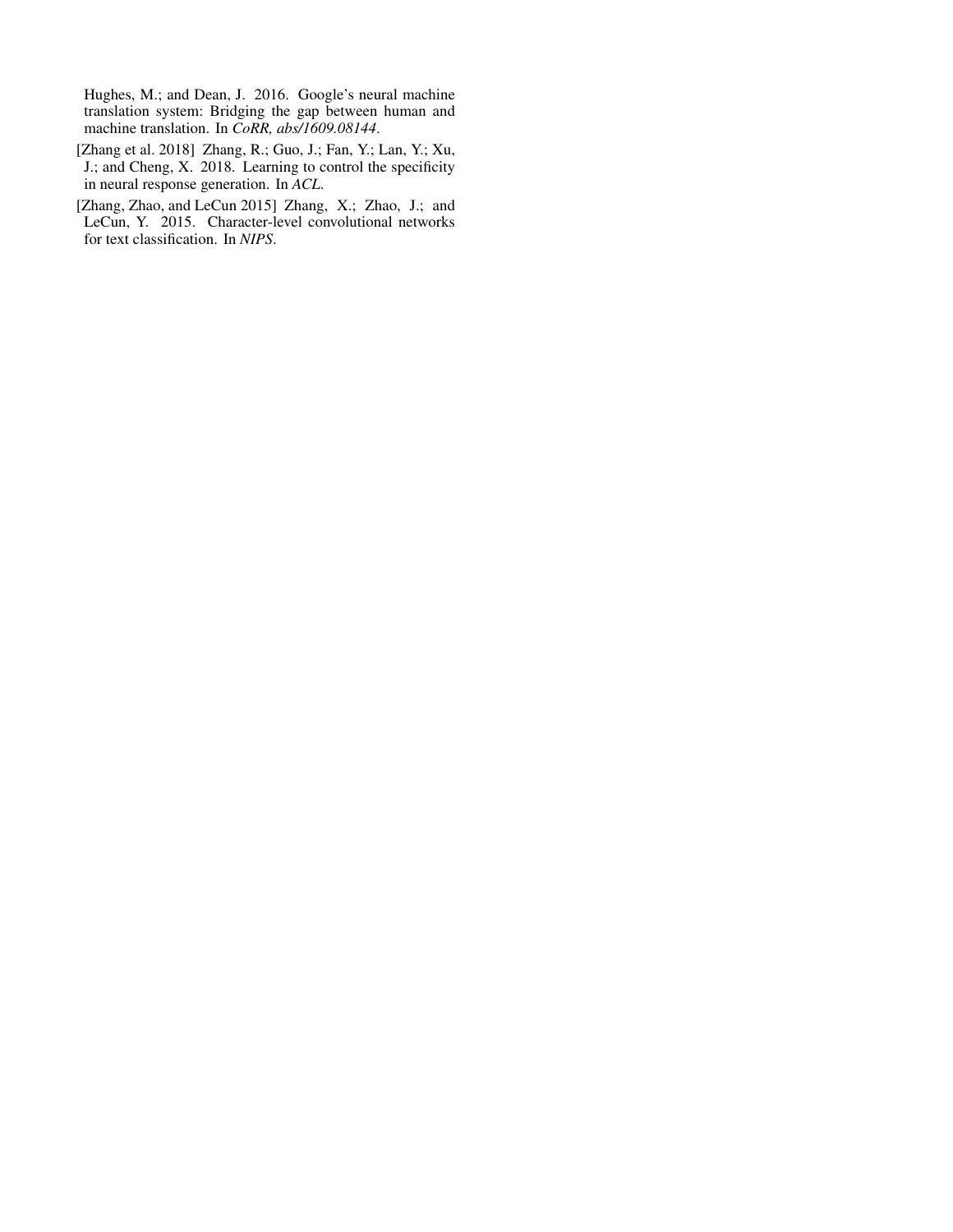Hughes, M.; and Dean, J. 2016. Google's neural machine translation system: Bridging the gap between human and machine translation. In *CoRR, abs/1609.08144*.

[Zhang et al. 2018] Zhang, R.; Guo, J.; Fan, Y.; Lan, Y.; Xu, J.; and Cheng, X. 2018. Learning to control the specificity in neural response generation. In *ACL*.

[Zhang, Zhao, and LeCun 2015] Zhang, X.; Zhao, J.; and LeCun, Y. 2015. Character-level convolutional networks for text classification. In *NIPS*.